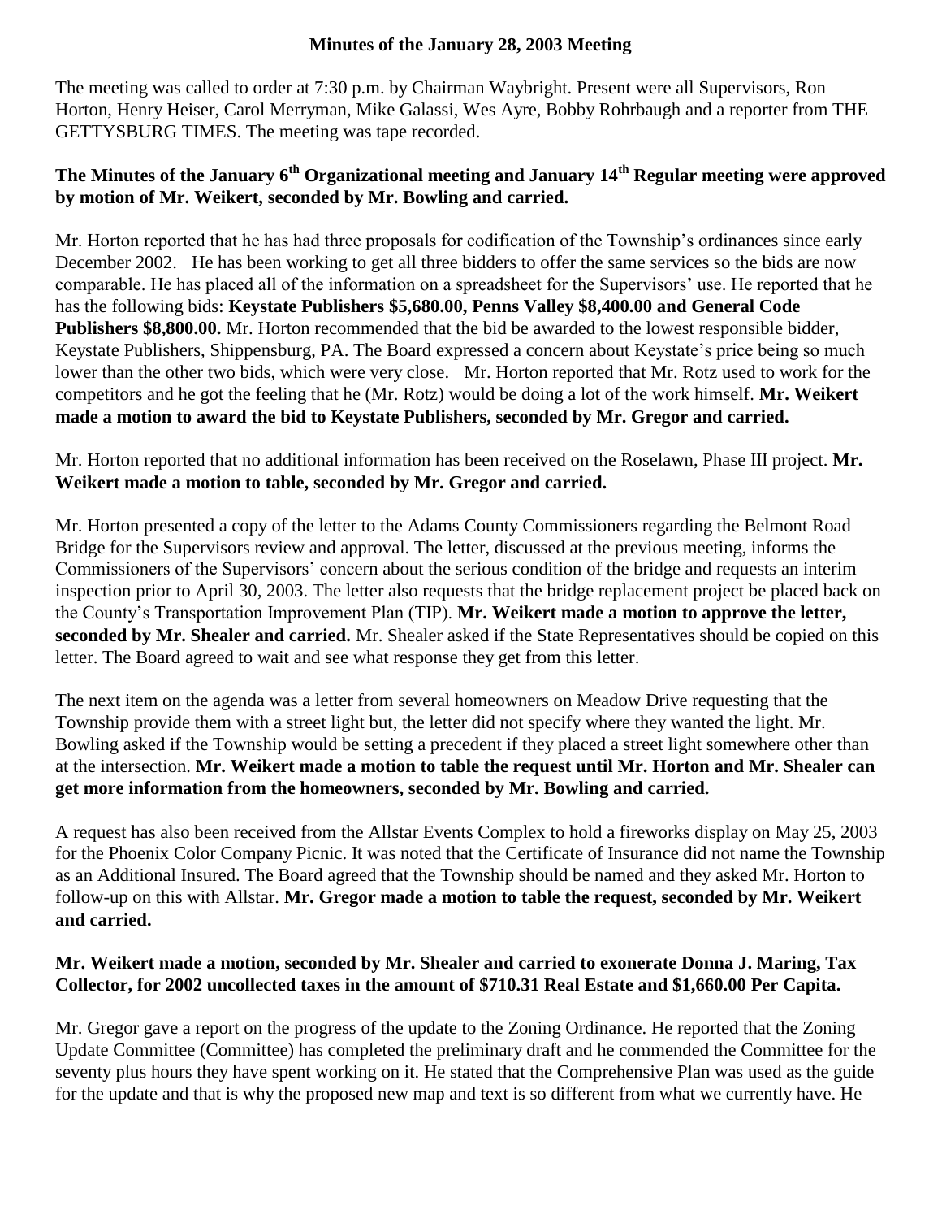# Minutes of the January 28, 2003 Meeting

The meeting was called to order at 7:30 p.m. by Chairman Waybright. Present were all Supervisors, Ron Horton, Henry Heiser, Carol Merryman, Mike Galassi, Wes Ayre, Bobby Rohrbaugh and a reporter from THE GETTYSBURG TIMES. The meeting was tape recorded.

**The Minutes of the January 6th Organizational meeting and January 14th Regular meeting were approved by motion of Mr. Weikert, seconded by Mr. Bowling and carried.**

Mr. Horton reported that he has had three proposals for codification of the Township's ordinances since early December 2002. He has been working to get all three bidders to offer the same services so the bids are now comparable. He has placed all of the information on a spreadsheet for the Supervisors' use. He reported that he has the following bids: **Keystate Publishers $5,680.00, Penns Valley $8,400.00 and General Code Publishers $8,800.00.** Mr. Horton recommended that the bid be awarded to the lowest responsible bidder, Keystate Publishers, Shippensburg, PA. The Board expressed a concern about Keystate's price being so much lower than the other two bids, which were very close. Mr. Horton reported that Mr. Rotz used to work for the competitors and he got the feeling that he (Mr. Rotz) would be doing a lot of the work himself. **Mr. Weikert made a motion to award the bid to Keystate Publishers, seconded by Mr. Gregor and carried.**

Mr. Horton reported that no additional information has been received on the Roselawn, Phase III project. **Mr. Weikert made a motion to table, seconded by Mr. Gregor and carried.**

Mr. Horton presented a copy of the letter to the Adams County Commissioners regarding the Belmont Road Bridge for the Supervisors review and approval. The letter, discussed at the previous meeting, informs the Commissioners of the Supervisors' concern about the serious condition of the bridge and requests an interim inspection prior to April 30, 2003. The letter also requests that the bridge replacement project be placed back on the County's Transportation Improvement Plan (TIP). **Mr. Weikert made a motion to approve the letter, seconded by Mr. Shealer and carried.** Mr. Shealer asked if the State Representatives should be copied on this letter. The Board agreed to wait and see what response they get from this letter.

The next item on the agenda was a letter from several homeowners on Meadow Drive requesting that the Township provide them with a street light but, the letter did not specify where they wanted the light. Mr. Bowling asked if the Township would be setting a precedent if they placed a street light somewhere other than at the intersection. **Mr. Weikert made a motion to table the request until Mr. Horton and Mr. Shealer can get more information from the homeowners, seconded by Mr. Bowling and carried.**

A request has also been received from the Allstar Events Complex to hold a fireworks display on May 25, 2003 for the Phoenix Color Company Picnic. It was noted that the Certificate of Insurance did not name the Township as an Additional Insured. The Board agreed that the Township should be named and they asked Mr. Horton to follow-up on this with Allstar. **Mr. Gregor made a motion to table the request, seconded by Mr. Weikert and carried.**

**Mr. Weikert made a motion, seconded by Mr. Shealer and carried to exonerate Donna J. Maring, Tax Collector, for 2002 uncollected taxes in the amount of $710.31 Real Estate and $1,660.00 Per Capita.**

Mr. Gregor gave a report on the progress of the update to the Zoning Ordinance. He reported that the Zoning Update Committee (Committee) has completed the preliminary draft and he commended the Committee for the seventy plus hours they have spent working on it. He stated that the Comprehensive Plan was used as the guide for the update and that is why the proposed new map and text is so different from what we currently have. He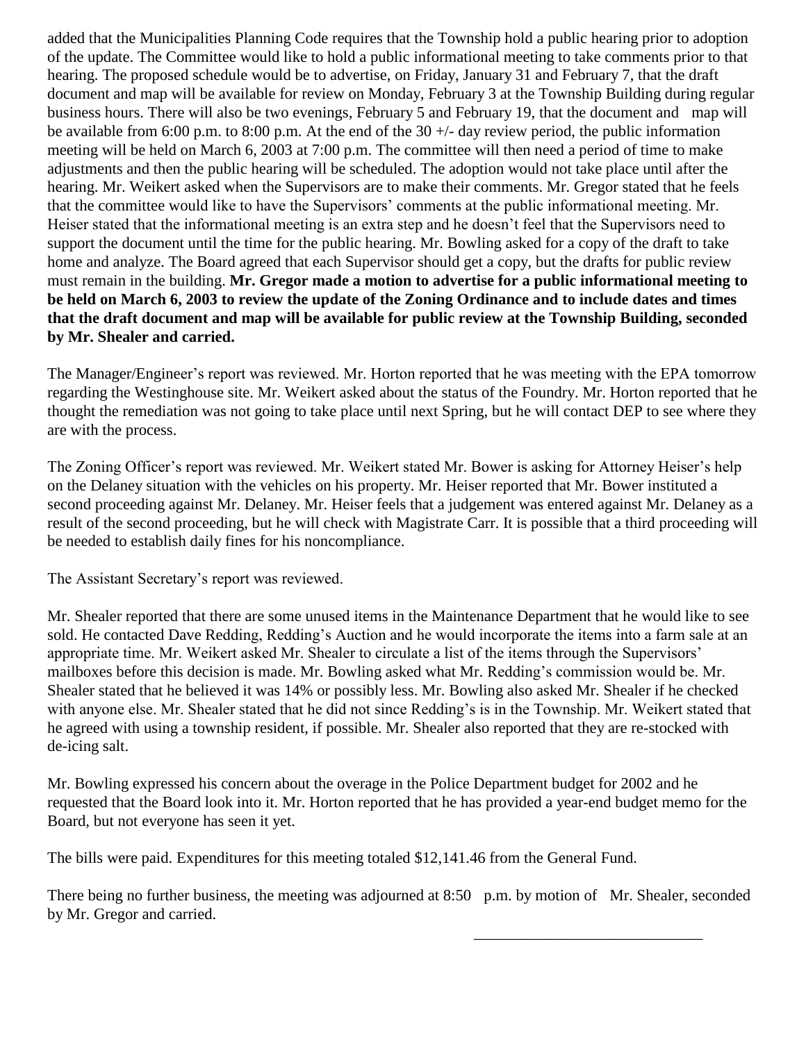added that the Municipalities Planning Code requires that the Township hold a public hearing prior to adoption of the update. The Committee would like to hold a public informational meeting to take comments prior to that hearing. The proposed schedule would be to advertise, on Friday, January 31 and February 7, that the draft document and map will be available for review on Monday, February 3 at the Township Building during regular business hours. There will also be two evenings, February 5 and February 19, that the document and map will be available from 6:00 p.m. to 8:00 p.m. At the end of the 30 +/- day review period, the public information meeting will be held on March 6, 2003 at 7:00 p.m. The committee will then need a period of time to make adjustments and then the public hearing will be scheduled. The adoption would not take place until after the hearing. Mr. Weikert asked when the Supervisors are to make their comments. Mr. Gregor stated that he feels that the committee would like to have the Supervisors' comments at the public informational meeting. Mr. Heiser stated that the informational meeting is an extra step and he doesn't feel that the Supervisors need to support the document until the time for the public hearing. Mr. Bowling asked for a copy of the draft to take home and analyze. The Board agreed that each Supervisor should get a copy, but the drafts for public review must remain in the building. **Mr. Gregor made a motion to advertise for a public informational meeting to be held on March 6, 2003 to review the update of the Zoning Ordinance and to include dates and times that the draft document and map will be available for public review at the Township Building, seconded by Mr. Shealer and carried.**

The Manager/Engineer's report was reviewed. Mr. Horton reported that he was meeting with the EPA tomorrow regarding the Westinghouse site. Mr. Weikert asked about the status of the Foundry. Mr. Horton reported that he thought the remediation was not going to take place until next Spring, but he will contact DEP to see where they are with the process.

The Zoning Officer's report was reviewed. Mr. Weikert stated Mr. Bower is asking for Attorney Heiser's help on the Delaney situation with the vehicles on his property. Mr. Heiser reported that Mr. Bower instituted a second proceeding against Mr. Delaney. Mr. Heiser feels that a judgement was entered against Mr. Delaney as a result of the second proceeding, but he will check with Magistrate Carr. It is possible that a third proceeding will be needed to establish daily fines for his noncompliance.

The Assistant Secretary's report was reviewed.

Mr. Shealer reported that there are some unused items in the Maintenance Department that he would like to see sold. He contacted Dave Redding, Redding's Auction and he would incorporate the items into a farm sale at an appropriate time. Mr. Weikert asked Mr. Shealer to circulate a list of the items through the Supervisors' mailboxes before this decision is made. Mr. Bowling asked what Mr. Redding's commission would be. Mr. Shealer stated that he believed it was 14% or possibly less. Mr. Bowling also asked Mr. Shealer if he checked with anyone else. Mr. Shealer stated that he did not since Redding's is in the Township. Mr. Weikert stated that he agreed with using a township resident, if possible. Mr. Shealer also reported that they are re-stocked with de-icing salt.

Mr. Bowling expressed his concern about the overage in the Police Department budget for 2002 and he requested that the Board look into it. Mr. Horton reported that he has provided a year-end budget memo for the Board, but not everyone has seen it yet.

The bills were paid. Expenditures for this meeting totaled $12,141.46 from the General Fund.

There being no further business, the meeting was adjourned at 8:50 p.m. by motion of Mr. Shealer, seconded by Mr. Gregor and carried.

______________________________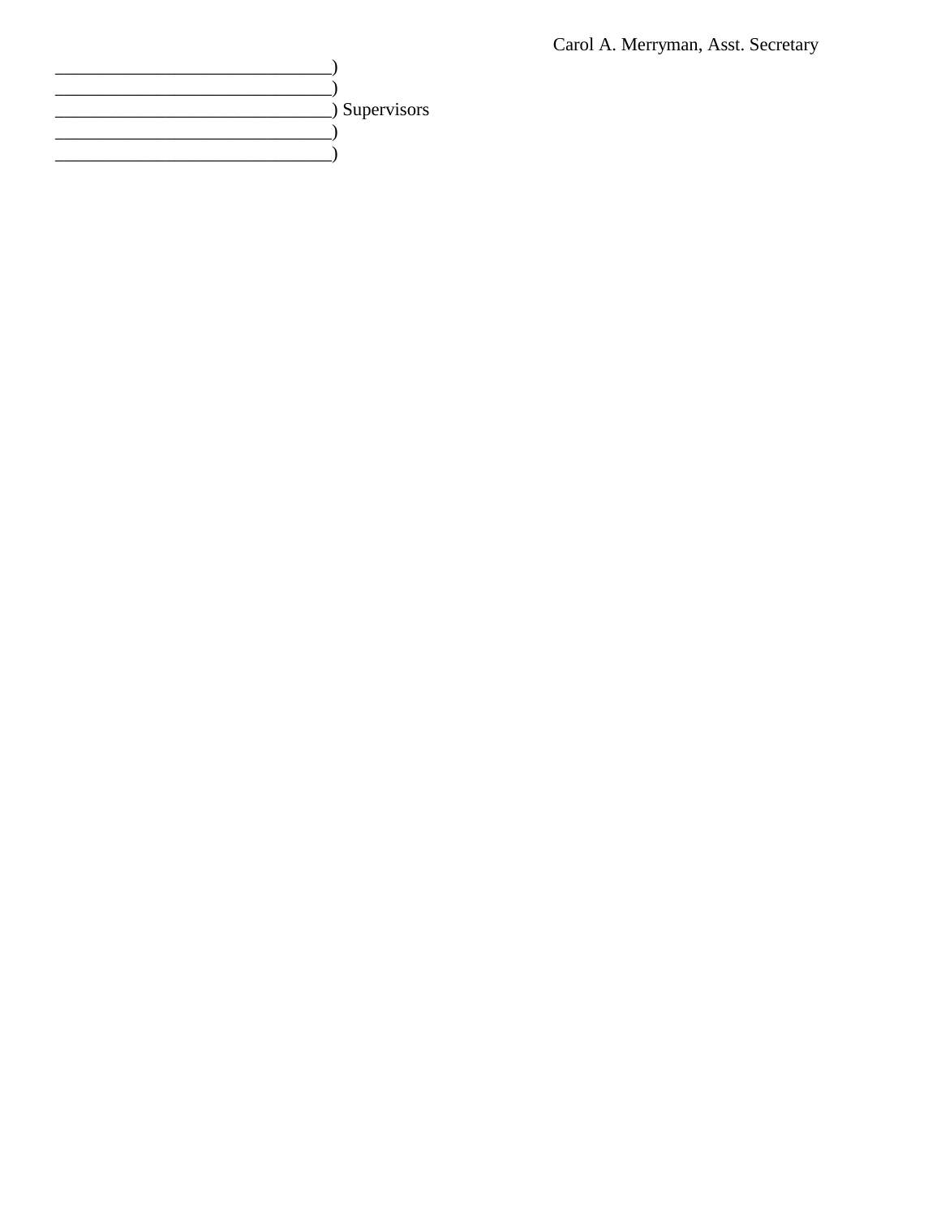Carol A. Merryman, Asst. Secretary

______________________________)
______________________________)
______________________________) Supervisors
______________________________)
______________________________)